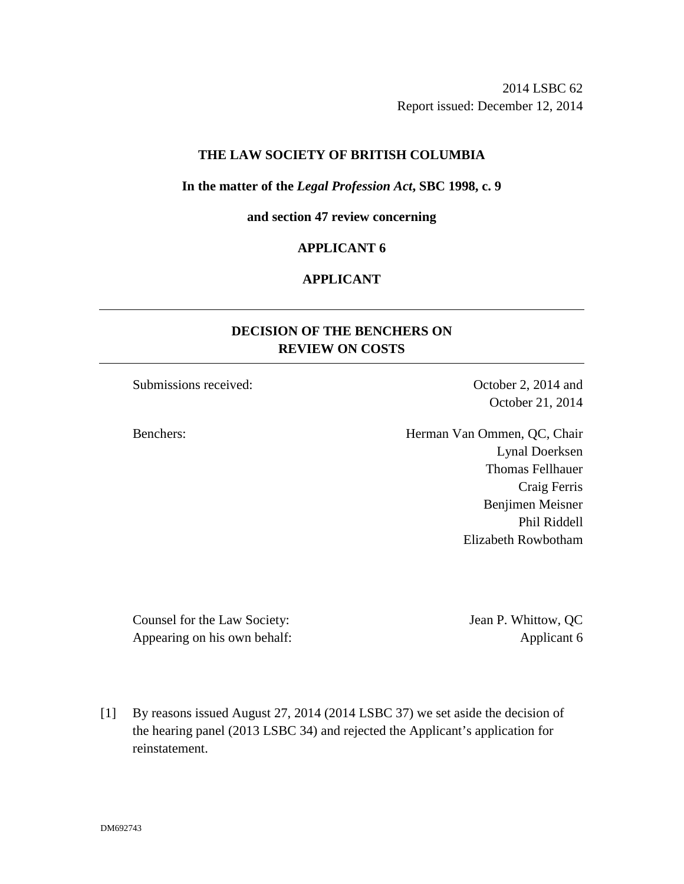2014 LSBC 62
Report issued: December 12, 2014

**THE LAW SOCIETY OF BRITISH COLUMBIA**

**In the matter of the *Legal Profession Act*, SBC 1998, c. 9**

**and section 47 review concerning**

**APPLICANT 6**

**APPLICANT**

---

## DECISION OF THE BENCHERS ON REVIEW ON COSTS

---

Submissions received: October 2, 2014 and October 21, 2014

Benchers: Herman Van Ommen, QC, Chair
Lynal Doerksen
Thomas Fellhauer
Craig Ferris
Benjimen Meisner
Phil Riddell
Elizabeth Rowbotham

Counsel for the Law Society: Jean P. Whittow, QC
Appearing on his own behalf: Applicant 6

[1] By reasons issued August 27, 2014 (2014 LSBC 37) we set aside the decision of the hearing panel (2013 LSBC 34) and rejected the Applicant's application for reinstatement.

DM692743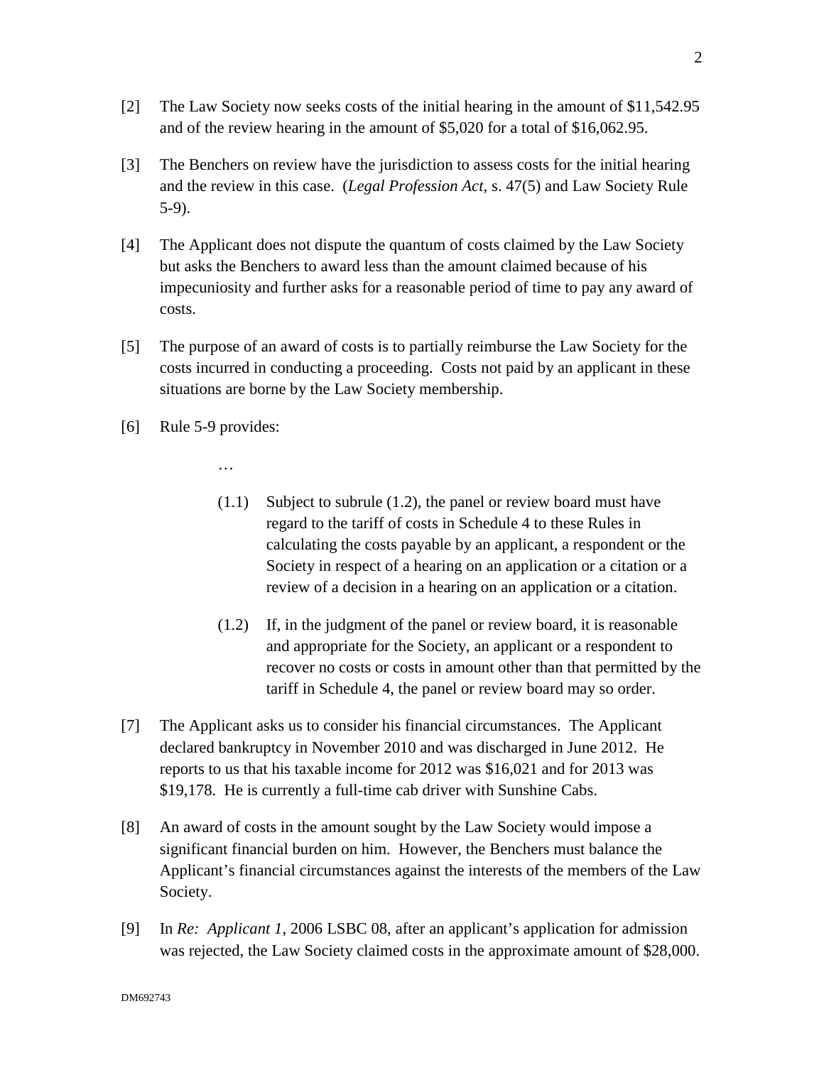[2] The Law Society now seeks costs of the initial hearing in the amount of $11,542.95 and of the review hearing in the amount of $5,020 for a total of $16,062.95.

[3] The Benchers on review have the jurisdiction to assess costs for the initial hearing and the review in this case. (*Legal Profession Act*, s. 47(5) and Law Society Rule 5-9).

[4] The Applicant does not dispute the quantum of costs claimed by the Law Society but asks the Benchers to award less than the amount claimed because of his impecuniosity and further asks for a reasonable period of time to pay any award of costs.

[5] The purpose of an award of costs is to partially reimburse the Law Society for the costs incurred in conducting a proceeding. Costs not paid by an applicant in these situations are borne by the Law Society membership.

[6] Rule 5-9 provides:

> …
>
> (1.1) Subject to subrule (1.2), the panel or review board must have regard to the tariff of costs in Schedule 4 to these Rules in calculating the costs payable by an applicant, a respondent or the Society in respect of a hearing on an application or a citation or a review of a decision in a hearing on an application or a citation.
>
> (1.2) If, in the judgment of the panel or review board, it is reasonable and appropriate for the Society, an applicant or a respondent to recover no costs or costs in amount other than that permitted by the tariff in Schedule 4, the panel or review board may so order.

[7] The Applicant asks us to consider his financial circumstances. The Applicant declared bankruptcy in November 2010 and was discharged in June 2012. He reports to us that his taxable income for 2012 was $16,021 and for 2013 was $19,178. He is currently a full-time cab driver with Sunshine Cabs.

[8] An award of costs in the amount sought by the Law Society would impose a significant financial burden on him. However, the Benchers must balance the Applicant's financial circumstances against the interests of the members of the Law Society.

[9] In *Re: Applicant 1*, 2006 LSBC 08, after an applicant's application for admission was rejected, the Law Society claimed costs in the approximate amount of $28,000.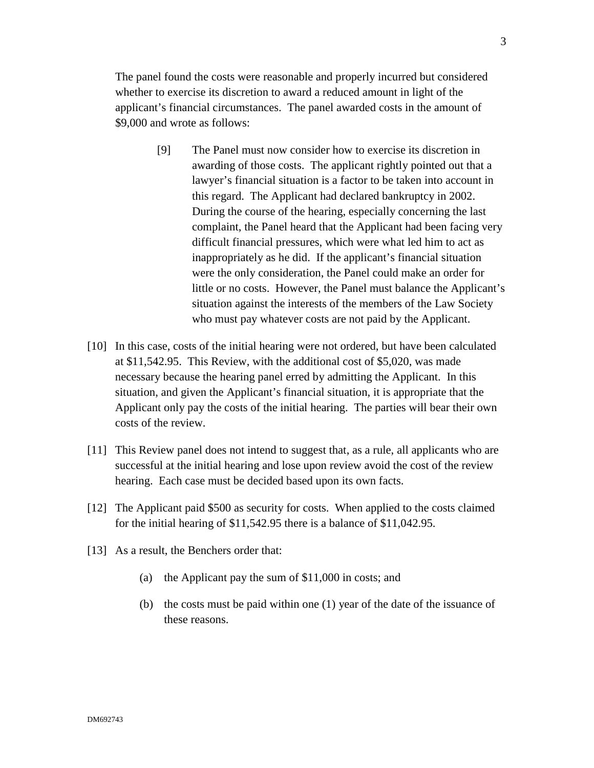The panel found the costs were reasonable and properly incurred but considered whether to exercise its discretion to award a reduced amount in light of the applicant's financial circumstances. The panel awarded costs in the amount of $9,000 and wrote as follows:

> [9] The Panel must now consider how to exercise its discretion in awarding of those costs. The applicant rightly pointed out that a lawyer's financial situation is a factor to be taken into account in this regard. The Applicant had declared bankruptcy in 2002. During the course of the hearing, especially concerning the last complaint, the Panel heard that the Applicant had been facing very difficult financial pressures, which were what led him to act as inappropriately as he did. If the applicant's financial situation were the only consideration, the Panel could make an order for little or no costs. However, the Panel must balance the Applicant's situation against the interests of the members of the Law Society who must pay whatever costs are not paid by the Applicant.

[10] In this case, costs of the initial hearing were not ordered, but have been calculated at $11,542.95. This Review, with the additional cost of $5,020, was made necessary because the hearing panel erred by admitting the Applicant. In this situation, and given the Applicant's financial situation, it is appropriate that the Applicant only pay the costs of the initial hearing. The parties will bear their own costs of the review.

[11] This Review panel does not intend to suggest that, as a rule, all applicants who are successful at the initial hearing and lose upon review avoid the cost of the review hearing. Each case must be decided based upon its own facts.

[12] The Applicant paid $500 as security for costs. When applied to the costs claimed for the initial hearing of $11,542.95 there is a balance of $11,042.95.

[13] As a result, the Benchers order that:

(a) the Applicant pay the sum of $11,000 in costs; and

(b) the costs must be paid within one (1) year of the date of the issuance of these reasons.